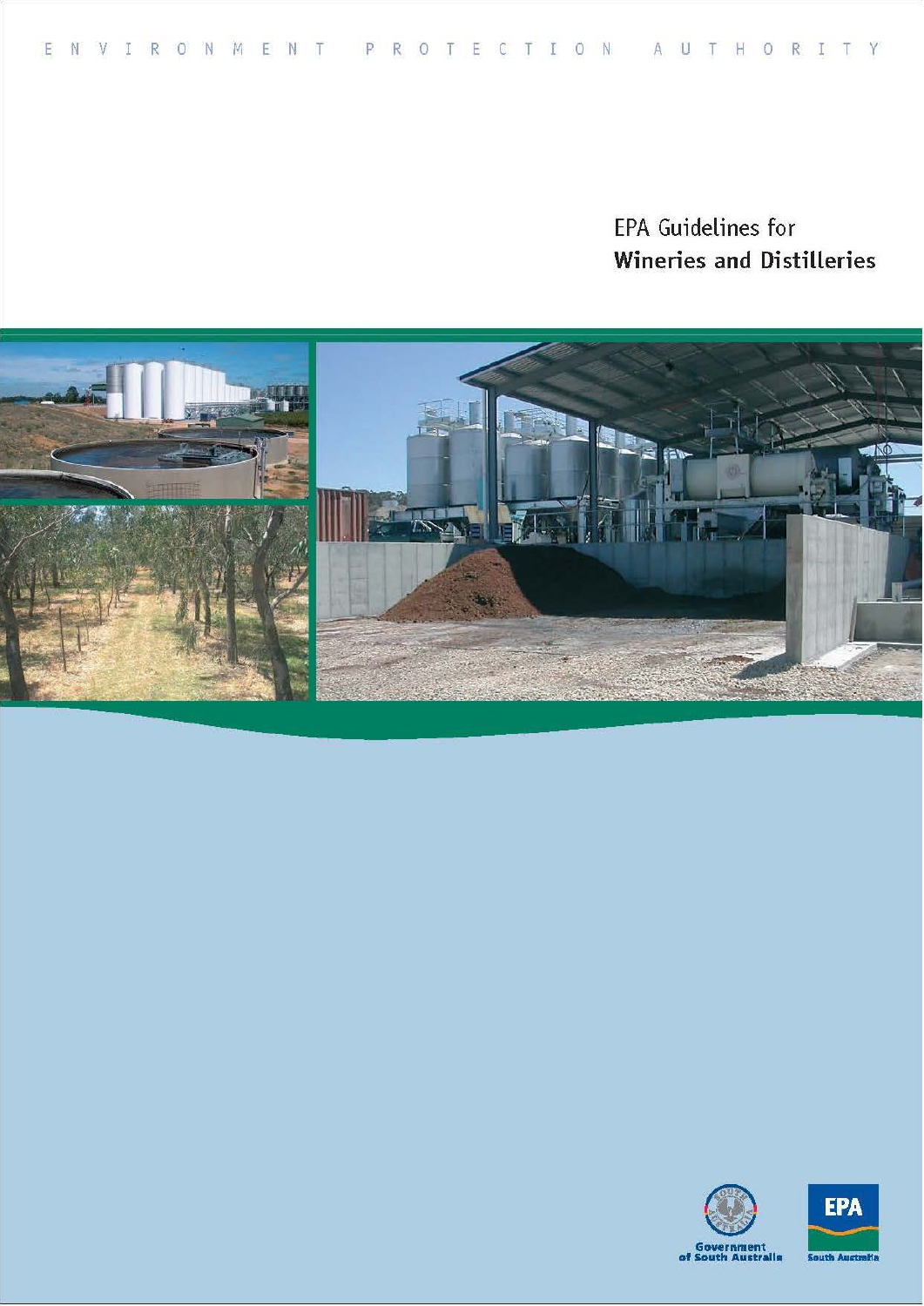ENVIRONMENT PROTECTION AUTHORITY

# EPA Guidelines for **Wineries and Distilleries**

Government of South Australia

EPA South Australia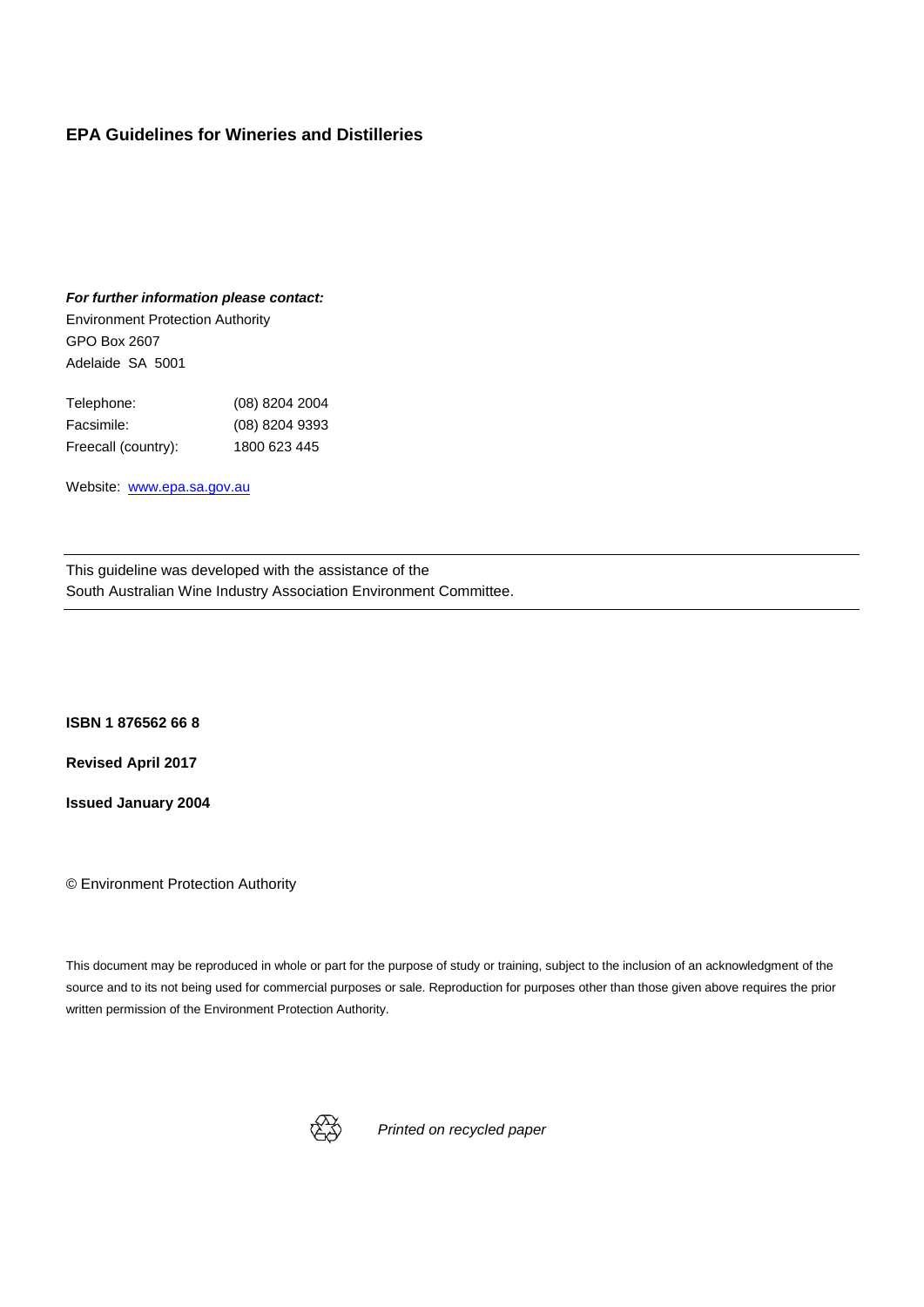**EPA Guidelines for Wineries and Distilleries**

***For further information please contact:***

Environment Protection Authority
GPO Box 2607
Adelaide SA 5001

| Telephone: | (08) 8204 2004 |
|---|---|
| Facsimile: | (08) 8204 9393 |
| Freecall (country): | 1800 623 445 |

Website: [www.epa.sa.gov.au](http://www.epa.sa.gov.au)

---

This guideline was developed with the assistance of the South Australian Wine Industry Association Environment Committee.

---

**ISBN 1 876562 66 8**

**Revised April 2017**

**Issued January 2004**

© Environment Protection Authority

This document may be reproduced in whole or part for the purpose of study or training, subject to the inclusion of an acknowledgment of the source and to its not being used for commercial purposes or sale. Reproduction for purposes other than those given above requires the prior written permission of the Environment Protection Authority.

*Printed on recycled paper*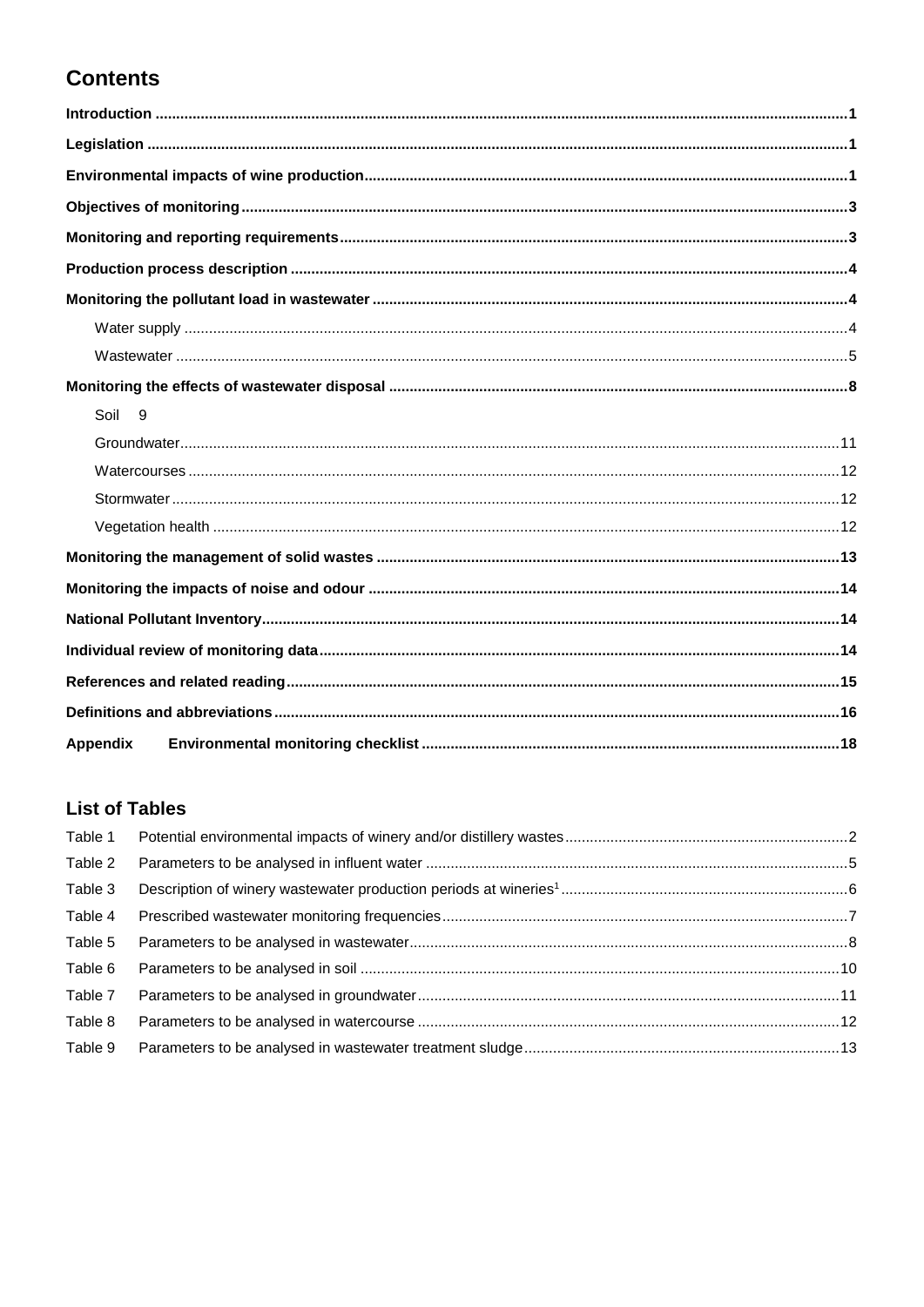# Contents

**Introduction** .......... **1**

**Legislation** .......... **1**

**Environmental impacts of wine production** .......... **1**

**Objectives of monitoring** .......... **3**

**Monitoring and reporting requirements** .......... **3**

**Production process description** .......... **4**

**Monitoring the pollutant load in wastewater** .......... **4**

- Water supply .......... 4
- Wastewater .......... 5

**Monitoring the effects of wastewater disposal** .......... **8**

- Soil 9
- Groundwater .......... 11
- Watercourses .......... 12
- Stormwater .......... 12
- Vegetation health .......... 12

**Monitoring the management of solid wastes** .......... **13**

**Monitoring the impacts of noise and odour** .......... **14**

**National Pollutant Inventory** .......... **14**

**Individual review of monitoring data** .......... **14**

**References and related reading** .......... **15**

**Definitions and abbreviations** .......... **16**

**Appendix Environmental monitoring checklist** .......... **18**

## List of Tables

| | | |
|---|---|---|
| Table 1 | Potential environmental impacts of winery and/or distillery wastes | 2 |
| Table 2 | Parameters to be analysed in influent water | 5 |
| Table 3 | Description of winery wastewater production periods at wineries[1] | 6 |
| Table 4 | Prescribed wastewater monitoring frequencies | 7 |
| Table 5 | Parameters to be analysed in wastewater | 8 |
| Table 6 | Parameters to be analysed in soil | 10 |
| Table 7 | Parameters to be analysed in groundwater | 11 |
| Table 8 | Parameters to be analysed in watercourse | 12 |
| Table 9 | Parameters to be analysed in wastewater treatment sludge | 13 |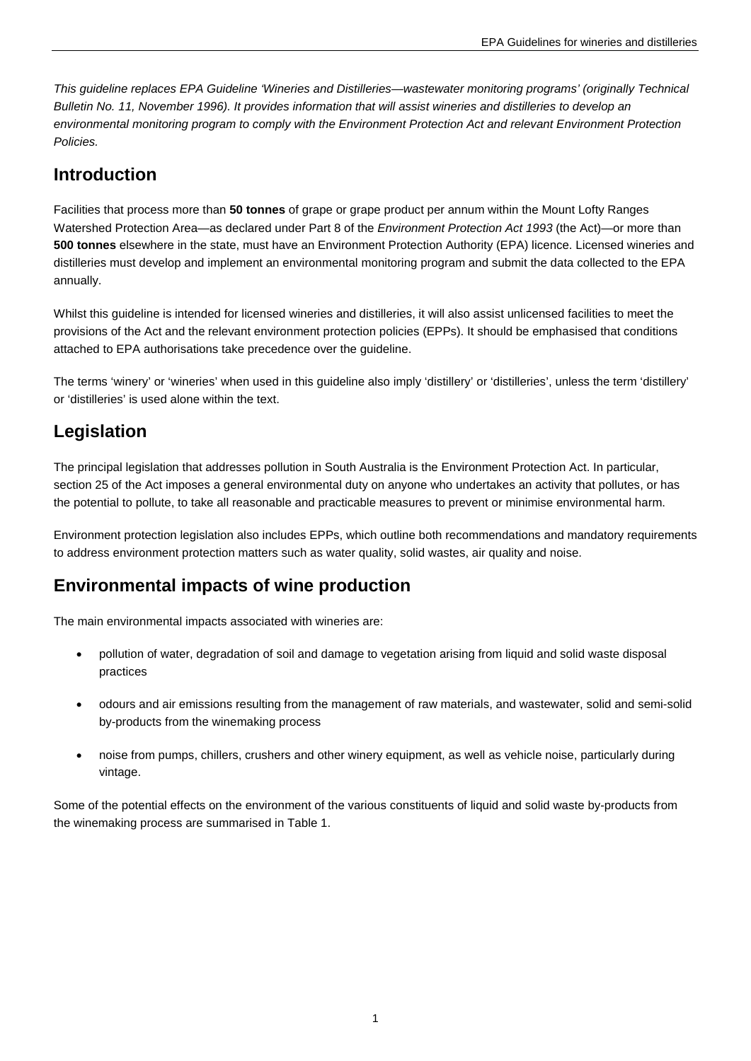*This guideline replaces EPA Guideline 'Wineries and Distilleries—wastewater monitoring programs' (originally Technical Bulletin No. 11, November 1996). It provides information that will assist wineries and distilleries to develop an environmental monitoring program to comply with the Environment Protection Act and relevant Environment Protection Policies.*

## Introduction

Facilities that process more than **50 tonnes** of grape or grape product per annum within the Mount Lofty Ranges Watershed Protection Area—as declared under Part 8 of the *Environment Protection Act 1993* (the Act)—or more than **500 tonnes** elsewhere in the state, must have an Environment Protection Authority (EPA) licence. Licensed wineries and distilleries must develop and implement an environmental monitoring program and submit the data collected to the EPA annually.

Whilst this guideline is intended for licensed wineries and distilleries, it will also assist unlicensed facilities to meet the provisions of the Act and the relevant environment protection policies (EPPs). It should be emphasised that conditions attached to EPA authorisations take precedence over the guideline.

The terms 'winery' or 'wineries' when used in this guideline also imply 'distillery' or 'distilleries', unless the term 'distillery' or 'distilleries' is used alone within the text.

## Legislation

The principal legislation that addresses pollution in South Australia is the Environment Protection Act. In particular, section 25 of the Act imposes a general environmental duty on anyone who undertakes an activity that pollutes, or has the potential to pollute, to take all reasonable and practicable measures to prevent or minimise environmental harm.

Environment protection legislation also includes EPPs, which outline both recommendations and mandatory requirements to address environment protection matters such as water quality, solid wastes, air quality and noise.

## Environmental impacts of wine production

The main environmental impacts associated with wineries are:

- pollution of water, degradation of soil and damage to vegetation arising from liquid and solid waste disposal practices
- odours and air emissions resulting from the management of raw materials, and wastewater, solid and semi-solid by-products from the winemaking process
- noise from pumps, chillers, crushers and other winery equipment, as well as vehicle noise, particularly during vintage.

Some of the potential effects on the environment of the various constituents of liquid and solid waste by-products from the winemaking process are summarised in Table 1.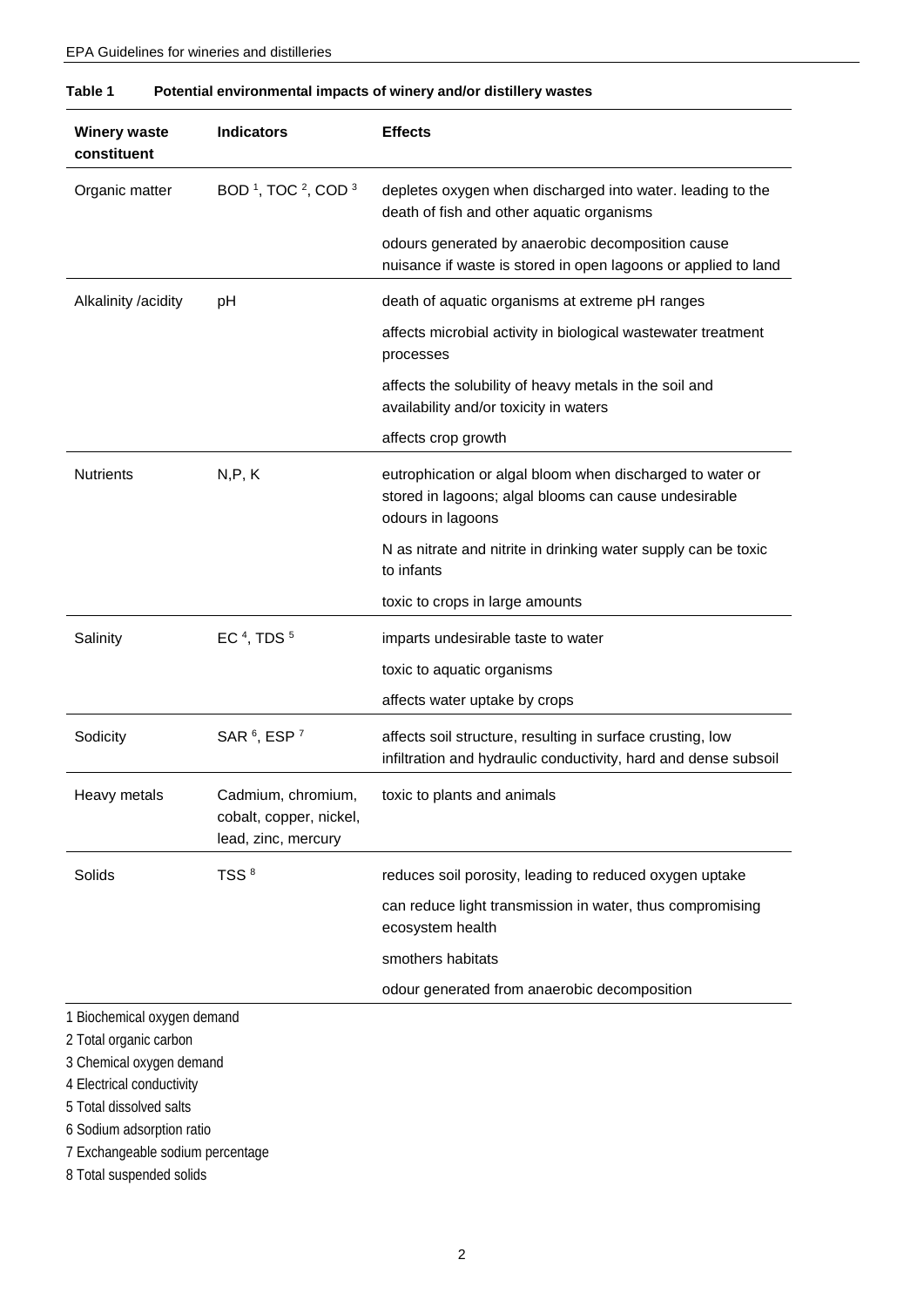**Table 1 Potential environmental impacts of winery and/or distillery wastes**

| Winery waste constituent | Indicators | Effects |
| --- | --- | --- |
| Organic matter | BOD [1], TOC [2], COD [3] | depletes oxygen when discharged into water. leading to the death of fish and other aquatic organisms |
| | | odours generated by anaerobic decomposition cause nuisance if waste is stored in open lagoons or applied to land |
| Alkalinity /acidity | pH | death of aquatic organisms at extreme pH ranges |
| | | affects microbial activity in biological wastewater treatment processes |
| | | affects the solubility of heavy metals in the soil and availability and/or toxicity in waters |
| | | affects crop growth |
| Nutrients | N,P, K | eutrophication or algal bloom when discharged to water or stored in lagoons; algal blooms can cause undesirable odours in lagoons |
| | | N as nitrate and nitrite in drinking water supply can be toxic to infants |
| | | toxic to crops in large amounts |
| Salinity | EC [4], TDS [5] | imparts undesirable taste to water |
| | | toxic to aquatic organisms |
| | | affects water uptake by crops |
| Sodicity | SAR [6], ESP [7] | affects soil structure, resulting in surface crusting, low infiltration and hydraulic conductivity, hard and dense subsoil |
| Heavy metals | Cadmium, chromium, cobalt, copper, nickel, lead, zinc, mercury | toxic to plants and animals |
| Solids | TSS [8] | reduces soil porosity, leading to reduced oxygen uptake |
| | | can reduce light transmission in water, thus compromising ecosystem health |
| | | smothers habitats |
| | | odour generated from anaerobic decomposition |

1 Biochemical oxygen demand

2 Total organic carbon

3 Chemical oxygen demand

4 Electrical conductivity

5 Total dissolved salts

6 Sodium adsorption ratio

7 Exchangeable sodium percentage

8 Total suspended solids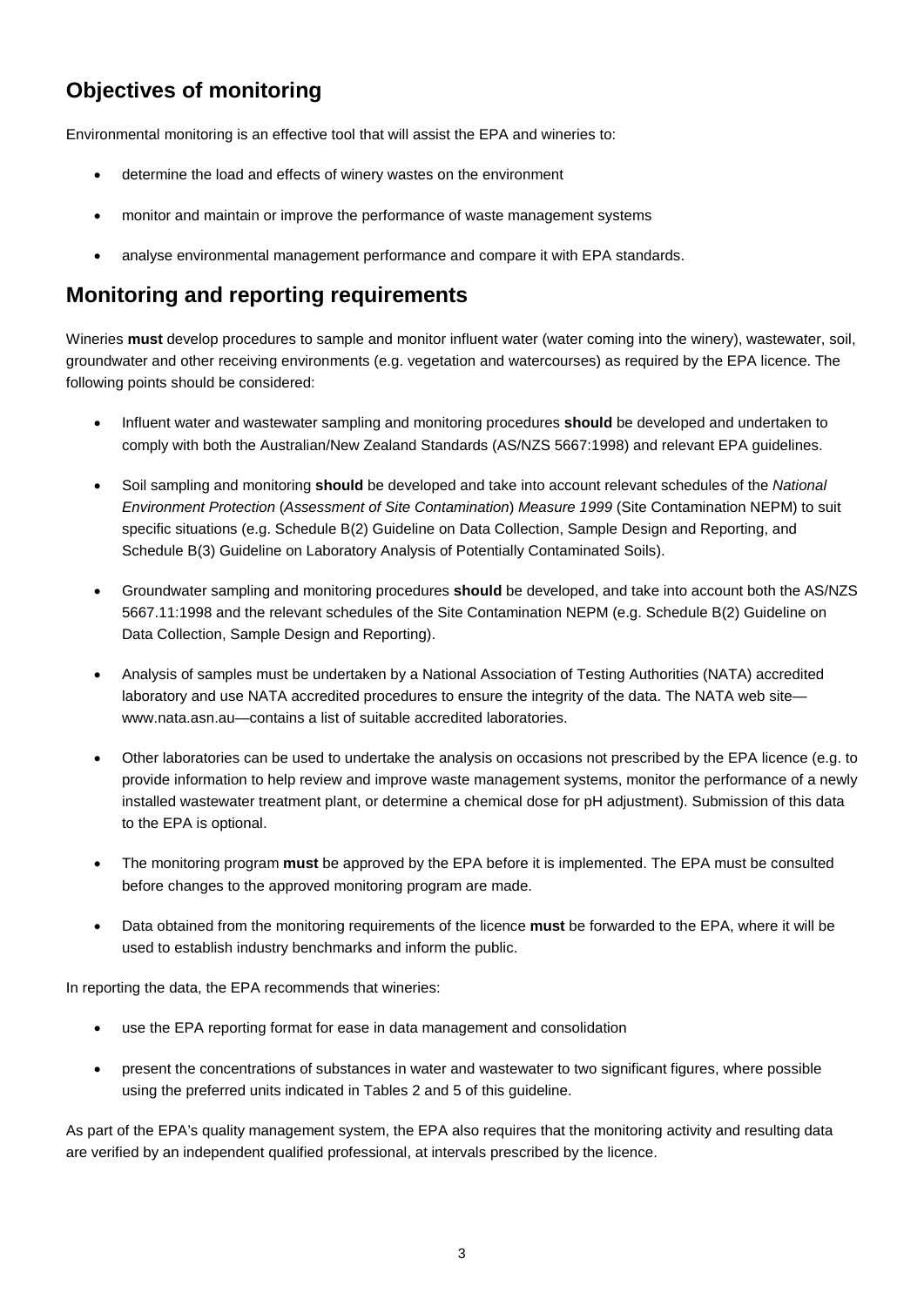## Objectives of monitoring

Environmental monitoring is an effective tool that will assist the EPA and wineries to:

- determine the load and effects of winery wastes on the environment
- monitor and maintain or improve the performance of waste management systems
- analyse environmental management performance and compare it with EPA standards.

## Monitoring and reporting requirements

Wineries **must** develop procedures to sample and monitor influent water (water coming into the winery), wastewater, soil, groundwater and other receiving environments (e.g. vegetation and watercourses) as required by the EPA licence. The following points should be considered:

- Influent water and wastewater sampling and monitoring procedures **should** be developed and undertaken to comply with both the Australian/New Zealand Standards (AS/NZS 5667:1998) and relevant EPA guidelines.
- Soil sampling and monitoring **should** be developed and take into account relevant schedules of the *National Environment Protection* (*Assessment of Site Contamination*) *Measure 1999* (Site Contamination NEPM) to suit specific situations (e.g. Schedule B(2) Guideline on Data Collection, Sample Design and Reporting, and Schedule B(3) Guideline on Laboratory Analysis of Potentially Contaminated Soils).
- Groundwater sampling and monitoring procedures **should** be developed, and take into account both the AS/NZS 5667.11:1998 and the relevant schedules of the Site Contamination NEPM (e.g. Schedule B(2) Guideline on Data Collection, Sample Design and Reporting).
- Analysis of samples must be undertaken by a National Association of Testing Authorities (NATA) accredited laboratory and use NATA accredited procedures to ensure the integrity of the data. The NATA web site—www.nata.asn.au—contains a list of suitable accredited laboratories.
- Other laboratories can be used to undertake the analysis on occasions not prescribed by the EPA licence (e.g. to provide information to help review and improve waste management systems, monitor the performance of a newly installed wastewater treatment plant, or determine a chemical dose for pH adjustment). Submission of this data to the EPA is optional.
- The monitoring program **must** be approved by the EPA before it is implemented. The EPA must be consulted before changes to the approved monitoring program are made.
- Data obtained from the monitoring requirements of the licence **must** be forwarded to the EPA, where it will be used to establish industry benchmarks and inform the public.

In reporting the data, the EPA recommends that wineries:

- use the EPA reporting format for ease in data management and consolidation
- present the concentrations of substances in water and wastewater to two significant figures, where possible using the preferred units indicated in Tables 2 and 5 of this guideline.

As part of the EPA's quality management system, the EPA also requires that the monitoring activity and resulting data are verified by an independent qualified professional, at intervals prescribed by the licence.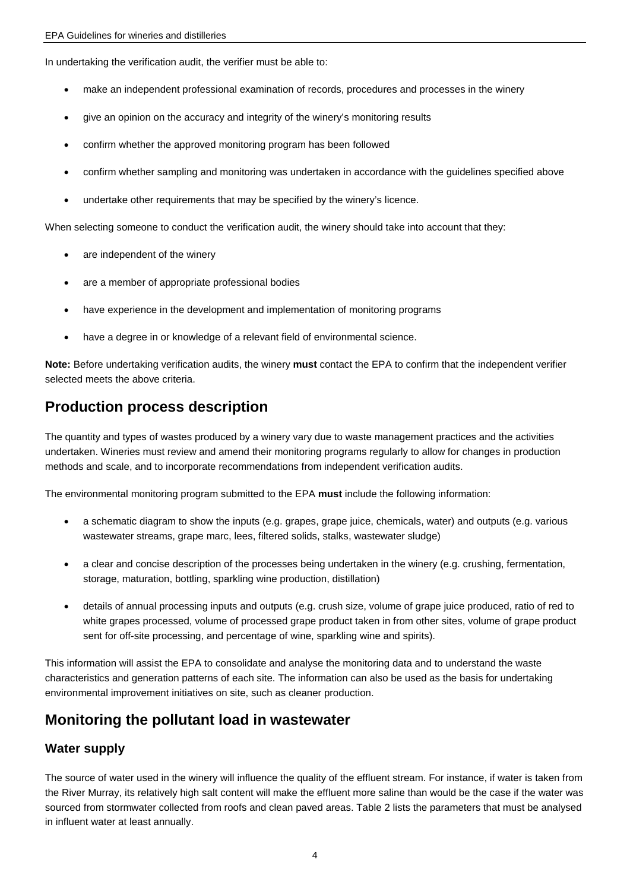In undertaking the verification audit, the verifier must be able to:

- make an independent professional examination of records, procedures and processes in the winery
- give an opinion on the accuracy and integrity of the winery's monitoring results
- confirm whether the approved monitoring program has been followed
- confirm whether sampling and monitoring was undertaken in accordance with the guidelines specified above
- undertake other requirements that may be specified by the winery's licence.

When selecting someone to conduct the verification audit, the winery should take into account that they:

- are independent of the winery
- are a member of appropriate professional bodies
- have experience in the development and implementation of monitoring programs
- have a degree in or knowledge of a relevant field of environmental science.

**Note:** Before undertaking verification audits, the winery **must** contact the EPA to confirm that the independent verifier selected meets the above criteria.

## Production process description

The quantity and types of wastes produced by a winery vary due to waste management practices and the activities undertaken. Wineries must review and amend their monitoring programs regularly to allow for changes in production methods and scale, and to incorporate recommendations from independent verification audits.

The environmental monitoring program submitted to the EPA **must** include the following information:

- a schematic diagram to show the inputs (e.g. grapes, grape juice, chemicals, water) and outputs (e.g. various wastewater streams, grape marc, lees, filtered solids, stalks, wastewater sludge)
- a clear and concise description of the processes being undertaken in the winery (e.g. crushing, fermentation, storage, maturation, bottling, sparkling wine production, distillation)
- details of annual processing inputs and outputs (e.g. crush size, volume of grape juice produced, ratio of red to white grapes processed, volume of processed grape product taken in from other sites, volume of grape product sent for off-site processing, and percentage of wine, sparkling wine and spirits).

This information will assist the EPA to consolidate and analyse the monitoring data and to understand the waste characteristics and generation patterns of each site. The information can also be used as the basis for undertaking environmental improvement initiatives on site, such as cleaner production.

## Monitoring the pollutant load in wastewater

### Water supply

The source of water used in the winery will influence the quality of the effluent stream. For instance, if water is taken from the River Murray, its relatively high salt content will make the effluent more saline than would be the case if the water was sourced from stormwater collected from roofs and clean paved areas. Table 2 lists the parameters that must be analysed in influent water at least annually.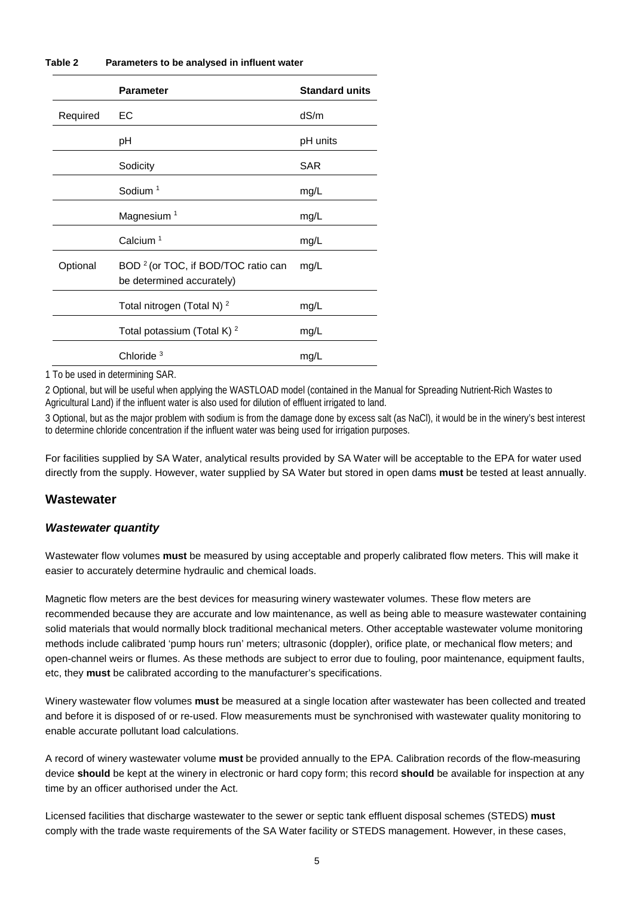**Table 2 Parameters to be analysed in influent water**

| | Parameter | Standard units |
|---|---|---|
| Required | EC | dS/m |
| | pH | pH units |
| | Sodicity | SAR |
| | Sodium [1] | mg/L |
| | Magnesium [1] | mg/L |
| | Calcium [1] | mg/L |
| Optional | BOD [2] (or TOC, if BOD/TOC ratio can be determined accurately) | mg/L |
| | Total nitrogen (Total N) [2] | mg/L |
| | Total potassium (Total K) [2] | mg/L |
| | Chloride [3] | mg/L |

1 To be used in determining SAR.

2 Optional, but will be useful when applying the WASTLOAD model (contained in the Manual for Spreading Nutrient-Rich Wastes to Agricultural Land) if the influent water is also used for dilution of effluent irrigated to land.

3 Optional, but as the major problem with sodium is from the damage done by excess salt (as NaCl), it would be in the winery's best interest to determine chloride concentration if the influent water was being used for irrigation purposes.

For facilities supplied by SA Water, analytical results provided by SA Water will be acceptable to the EPA for water used directly from the supply. However, water supplied by SA Water but stored in open dams **must** be tested at least annually.

## Wastewater

### *Wastewater quantity*

Wastewater flow volumes **must** be measured by using acceptable and properly calibrated flow meters. This will make it easier to accurately determine hydraulic and chemical loads.

Magnetic flow meters are the best devices for measuring winery wastewater volumes. These flow meters are recommended because they are accurate and low maintenance, as well as being able to measure wastewater containing solid materials that would normally block traditional mechanical meters. Other acceptable wastewater volume monitoring methods include calibrated 'pump hours run' meters; ultrasonic (doppler), orifice plate, or mechanical flow meters; and open-channel weirs or flumes. As these methods are subject to error due to fouling, poor maintenance, equipment faults, etc, they **must** be calibrated according to the manufacturer's specifications.

Winery wastewater flow volumes **must** be measured at a single location after wastewater has been collected and treated and before it is disposed of or re-used. Flow measurements must be synchronised with wastewater quality monitoring to enable accurate pollutant load calculations.

A record of winery wastewater volume **must** be provided annually to the EPA. Calibration records of the flow-measuring device **should** be kept at the winery in electronic or hard copy form; this record **should** be available for inspection at any time by an officer authorised under the Act.

Licensed facilities that discharge wastewater to the sewer or septic tank effluent disposal schemes (STEDS) **must** comply with the trade waste requirements of the SA Water facility or STEDS management. However, in these cases,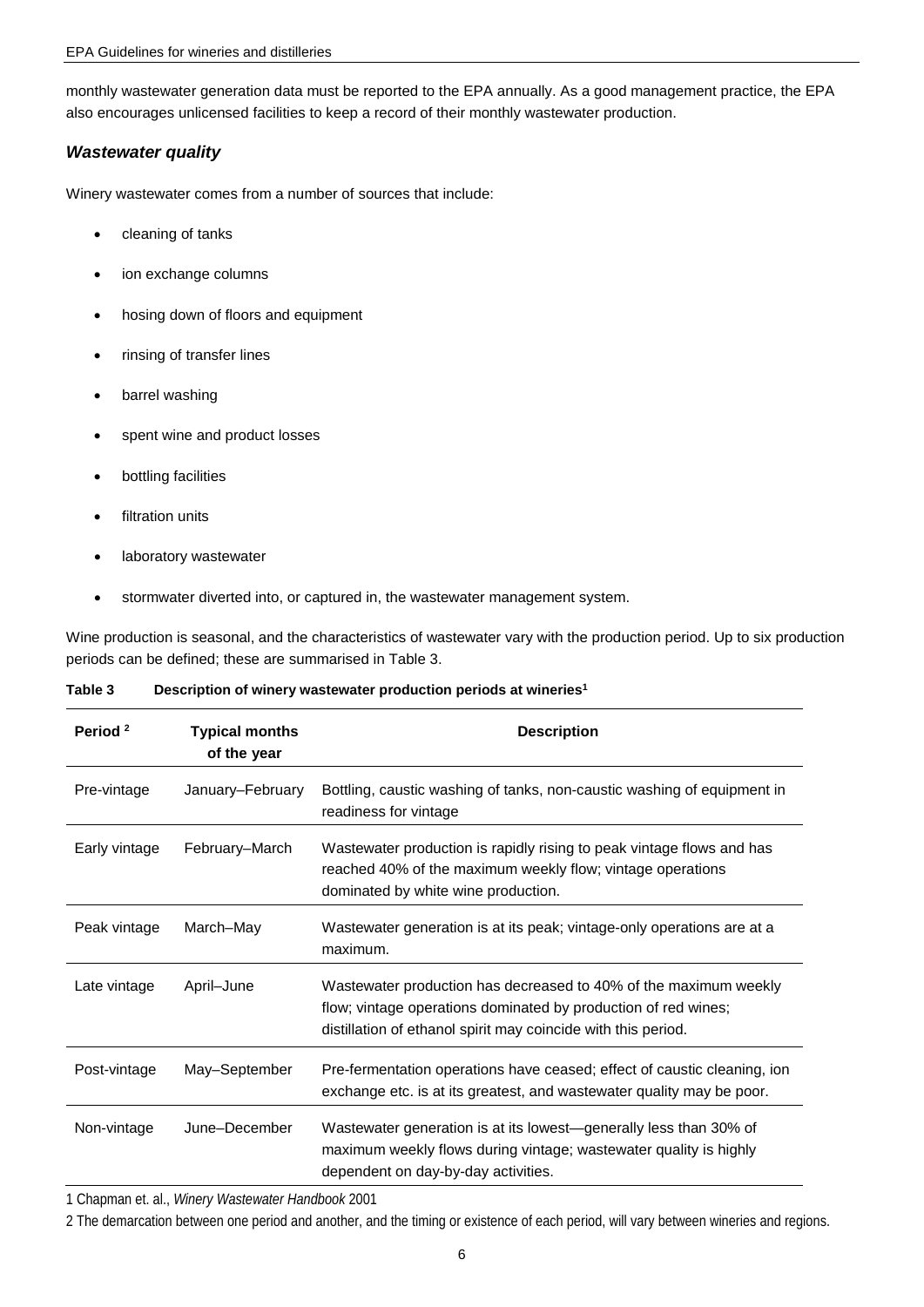monthly wastewater generation data must be reported to the EPA annually. As a good management practice, the EPA also encourages unlicensed facilities to keep a record of their monthly wastewater production.

### *Wastewater quality*

Winery wastewater comes from a number of sources that include:

- cleaning of tanks
- ion exchange columns
- hosing down of floors and equipment
- rinsing of transfer lines
- barrel washing
- spent wine and product losses
- bottling facilities
- filtration units
- laboratory wastewater
- stormwater diverted into, or captured in, the wastewater management system.

Wine production is seasonal, and the characteristics of wastewater vary with the production period. Up to six production periods can be defined; these are summarised in Table 3.

**Table 3 Description of winery wastewater production periods at wineries[1]**

| Period [2] | Typical months of the year | Description |
|---|---|---|
| Pre-vintage | January–February | Bottling, caustic washing of tanks, non-caustic washing of equipment in readiness for vintage |
| Early vintage | February–March | Wastewater production is rapidly rising to peak vintage flows and has reached 40% of the maximum weekly flow; vintage operations dominated by white wine production. |
| Peak vintage | March–May | Wastewater generation is at its peak; vintage-only operations are at a maximum. |
| Late vintage | April–June | Wastewater production has decreased to 40% of the maximum weekly flow; vintage operations dominated by production of red wines; distillation of ethanol spirit may coincide with this period. |
| Post-vintage | May–September | Pre-fermentation operations have ceased; effect of caustic cleaning, ion exchange etc. is at its greatest, and wastewater quality may be poor. |
| Non-vintage | June–December | Wastewater generation is at its lowest—generally less than 30% of maximum weekly flows during vintage; wastewater quality is highly dependent on day-by-day activities. |

1 Chapman et. al., *Winery Wastewater Handbook* 2001

2 The demarcation between one period and another, and the timing or existence of each period, will vary between wineries and regions.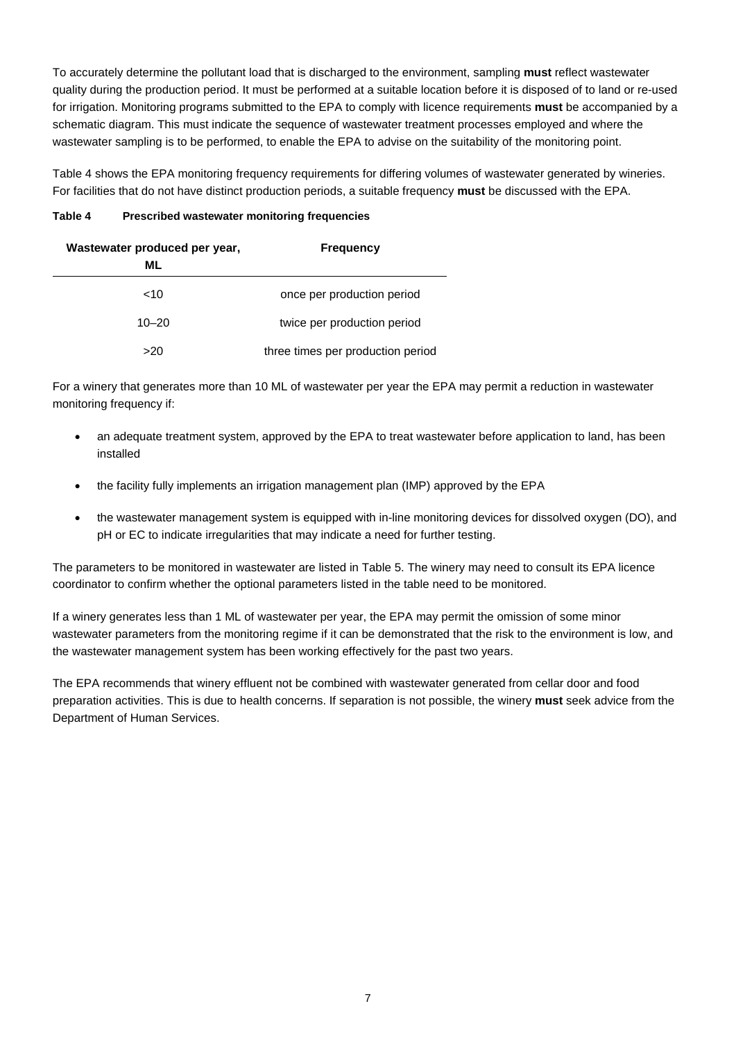To accurately determine the pollutant load that is discharged to the environment, sampling **must** reflect wastewater quality during the production period. It must be performed at a suitable location before it is disposed of to land or re-used for irrigation. Monitoring programs submitted to the EPA to comply with licence requirements **must** be accompanied by a schematic diagram. This must indicate the sequence of wastewater treatment processes employed and where the wastewater sampling is to be performed, to enable the EPA to advise on the suitability of the monitoring point.

Table 4 shows the EPA monitoring frequency requirements for differing volumes of wastewater generated by wineries. For facilities that do not have distinct production periods, a suitable frequency **must** be discussed with the EPA.

**Table 4 Prescribed wastewater monitoring frequencies**

| Wastewater produced per year, ML | Frequency |
|---|---|
| <10 | once per production period |
| 10–20 | twice per production period |
| >20 | three times per production period |

For a winery that generates more than 10 ML of wastewater per year the EPA may permit a reduction in wastewater monitoring frequency if:

- an adequate treatment system, approved by the EPA to treat wastewater before application to land, has been installed
- the facility fully implements an irrigation management plan (IMP) approved by the EPA
- the wastewater management system is equipped with in-line monitoring devices for dissolved oxygen (DO), and pH or EC to indicate irregularities that may indicate a need for further testing.

The parameters to be monitored in wastewater are listed in Table 5. The winery may need to consult its EPA licence coordinator to confirm whether the optional parameters listed in the table need to be monitored.

If a winery generates less than 1 ML of wastewater per year, the EPA may permit the omission of some minor wastewater parameters from the monitoring regime if it can be demonstrated that the risk to the environment is low, and the wastewater management system has been working effectively for the past two years.

The EPA recommends that winery effluent not be combined with wastewater generated from cellar door and food preparation activities. This is due to health concerns. If separation is not possible, the winery **must** seek advice from the Department of Human Services.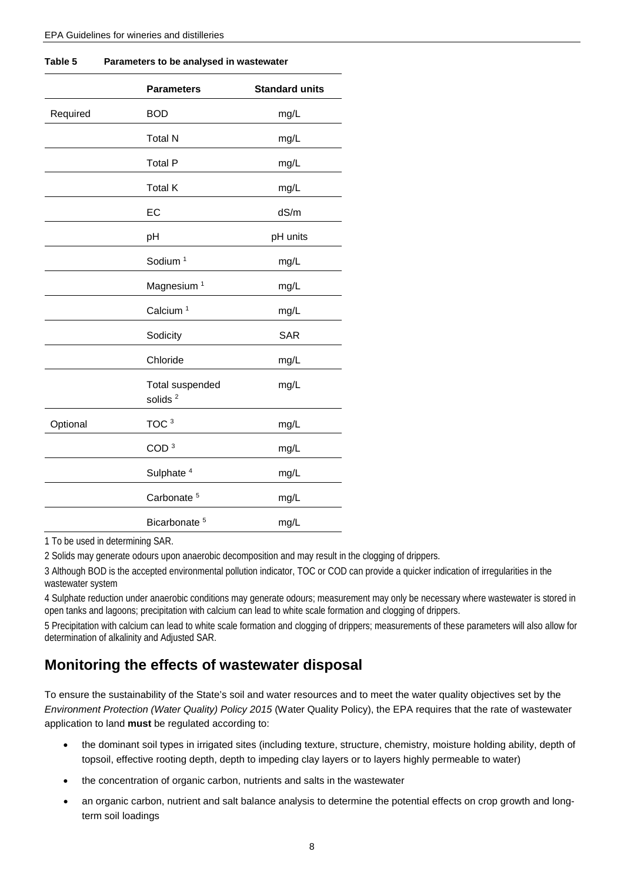**Table 5 Parameters to be analysed in wastewater**

| | Parameters | Standard units |
|---|---|---|
| Required | BOD | mg/L |
| | Total N | mg/L |
| | Total P | mg/L |
| | Total K | mg/L |
| | EC | dS/m |
| | pH | pH units |
| | Sodium [1] | mg/L |
| | Magnesium [1] | mg/L |
| | Calcium [1] | mg/L |
| | Sodicity | SAR |
| | Chloride | mg/L |
| | Total suspended solids [2] | mg/L |
| Optional | TOC [3] | mg/L |
| | COD [3] | mg/L |
| | Sulphate [4] | mg/L |
| | Carbonate [5] | mg/L |
| | Bicarbonate [5] | mg/L |

1 To be used in determining SAR.

2 Solids may generate odours upon anaerobic decomposition and may result in the clogging of drippers.

3 Although BOD is the accepted environmental pollution indicator, TOC or COD can provide a quicker indication of irregularities in the wastewater system

4 Sulphate reduction under anaerobic conditions may generate odours; measurement may only be necessary where wastewater is stored in open tanks and lagoons; precipitation with calcium can lead to white scale formation and clogging of drippers.

5 Precipitation with calcium can lead to white scale formation and clogging of drippers; measurements of these parameters will also allow for determination of alkalinity and Adjusted SAR.

## Monitoring the effects of wastewater disposal

To ensure the sustainability of the State's soil and water resources and to meet the water quality objectives set by the *Environment Protection (Water Quality) Policy 2015* (Water Quality Policy), the EPA requires that the rate of wastewater application to land **must** be regulated according to:

- the dominant soil types in irrigated sites (including texture, structure, chemistry, moisture holding ability, depth of topsoil, effective rooting depth, depth to impeding clay layers or to layers highly permeable to water)
- the concentration of organic carbon, nutrients and salts in the wastewater
- an organic carbon, nutrient and salt balance analysis to determine the potential effects on crop growth and long-term soil loadings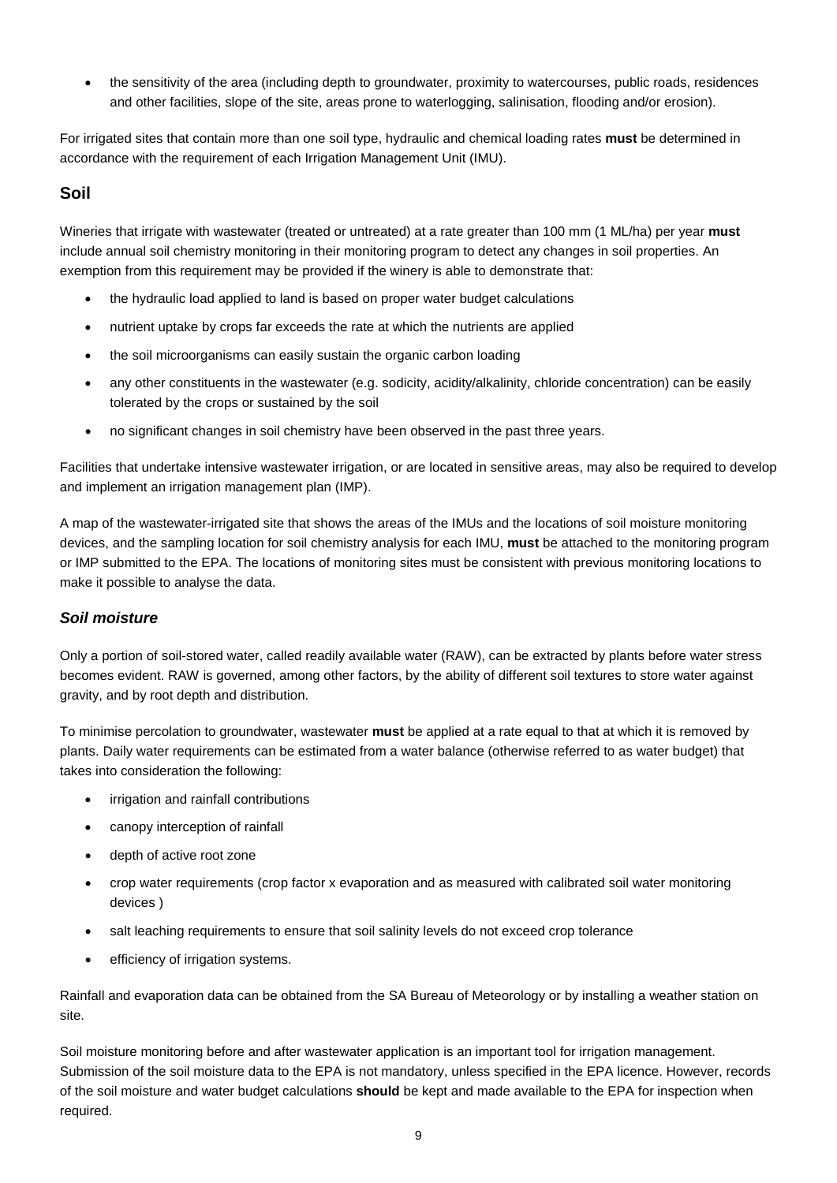- the sensitivity of the area (including depth to groundwater, proximity to watercourses, public roads, residences and other facilities, slope of the site, areas prone to waterlogging, salinisation, flooding and/or erosion).

For irrigated sites that contain more than one soil type, hydraulic and chemical loading rates **must** be determined in accordance with the requirement of each Irrigation Management Unit (IMU).

## Soil

Wineries that irrigate with wastewater (treated or untreated) at a rate greater than 100 mm (1 ML/ha) per year **must** include annual soil chemistry monitoring in their monitoring program to detect any changes in soil properties. An exemption from this requirement may be provided if the winery is able to demonstrate that:

- the hydraulic load applied to land is based on proper water budget calculations
- nutrient uptake by crops far exceeds the rate at which the nutrients are applied
- the soil microorganisms can easily sustain the organic carbon loading
- any other constituents in the wastewater (e.g. sodicity, acidity/alkalinity, chloride concentration) can be easily tolerated by the crops or sustained by the soil
- no significant changes in soil chemistry have been observed in the past three years.

Facilities that undertake intensive wastewater irrigation, or are located in sensitive areas, may also be required to develop and implement an irrigation management plan (IMP).

A map of the wastewater-irrigated site that shows the areas of the IMUs and the locations of soil moisture monitoring devices, and the sampling location for soil chemistry analysis for each IMU, **must** be attached to the monitoring program or IMP submitted to the EPA. The locations of monitoring sites must be consistent with previous monitoring locations to make it possible to analyse the data.

### *Soil moisture*

Only a portion of soil-stored water, called readily available water (RAW), can be extracted by plants before water stress becomes evident. RAW is governed, among other factors, by the ability of different soil textures to store water against gravity, and by root depth and distribution.

To minimise percolation to groundwater, wastewater **must** be applied at a rate equal to that at which it is removed by plants. Daily water requirements can be estimated from a water balance (otherwise referred to as water budget) that takes into consideration the following:

- irrigation and rainfall contributions
- canopy interception of rainfall
- depth of active root zone
- crop water requirements (crop factor x evaporation and as measured with calibrated soil water monitoring devices )
- salt leaching requirements to ensure that soil salinity levels do not exceed crop tolerance
- efficiency of irrigation systems.

Rainfall and evaporation data can be obtained from the SA Bureau of Meteorology or by installing a weather station on site.

Soil moisture monitoring before and after wastewater application is an important tool for irrigation management. Submission of the soil moisture data to the EPA is not mandatory, unless specified in the EPA licence. However, records of the soil moisture and water budget calculations **should** be kept and made available to the EPA for inspection when required.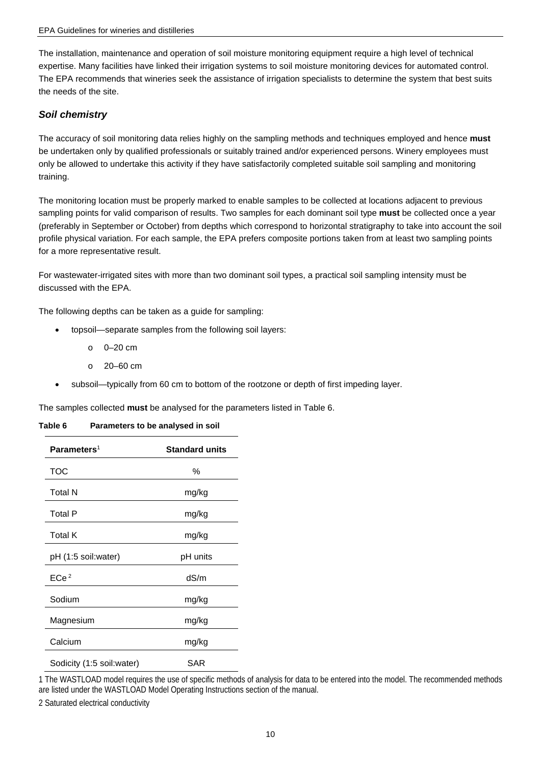The installation, maintenance and operation of soil moisture monitoring equipment require a high level of technical expertise. Many facilities have linked their irrigation systems to soil moisture monitoring devices for automated control. The EPA recommends that wineries seek the assistance of irrigation specialists to determine the system that best suits the needs of the site.

### *Soil chemistry*

The accuracy of soil monitoring data relies highly on the sampling methods and techniques employed and hence **must** be undertaken only by qualified professionals or suitably trained and/or experienced persons. Winery employees must only be allowed to undertake this activity if they have satisfactorily completed suitable soil sampling and monitoring training.

The monitoring location must be properly marked to enable samples to be collected at locations adjacent to previous sampling points for valid comparison of results. Two samples for each dominant soil type **must** be collected once a year (preferably in September or October) from depths which correspond to horizontal stratigraphy to take into account the soil profile physical variation. For each sample, the EPA prefers composite portions taken from at least two sampling points for a more representative result.

For wastewater-irrigated sites with more than two dominant soil types, a practical soil sampling intensity must be discussed with the EPA.

The following depths can be taken as a guide for sampling:

- topsoil—separate samples from the following soil layers:
  - 0–20 cm
  - 20–60 cm
- subsoil—typically from 60 cm to bottom of the rootzone or depth of first impeding layer.

The samples collected **must** be analysed for the parameters listed in Table 6.

**Table 6 Parameters to be analysed in soil**

| Parameters[1] | Standard units |
|---|---|
| TOC | % |
| Total N | mg/kg |
| Total P | mg/kg |
| Total K | mg/kg |
| pH (1:5 soil:water) | pH units |
| ECe [2] | dS/m |
| Sodium | mg/kg |
| Magnesium | mg/kg |
| Calcium | mg/kg |
| Sodicity (1:5 soil:water) | SAR |

1 The WASTLOAD model requires the use of specific methods of analysis for data to be entered into the model. The recommended methods are listed under the WASTLOAD Model Operating Instructions section of the manual.

2 Saturated electrical conductivity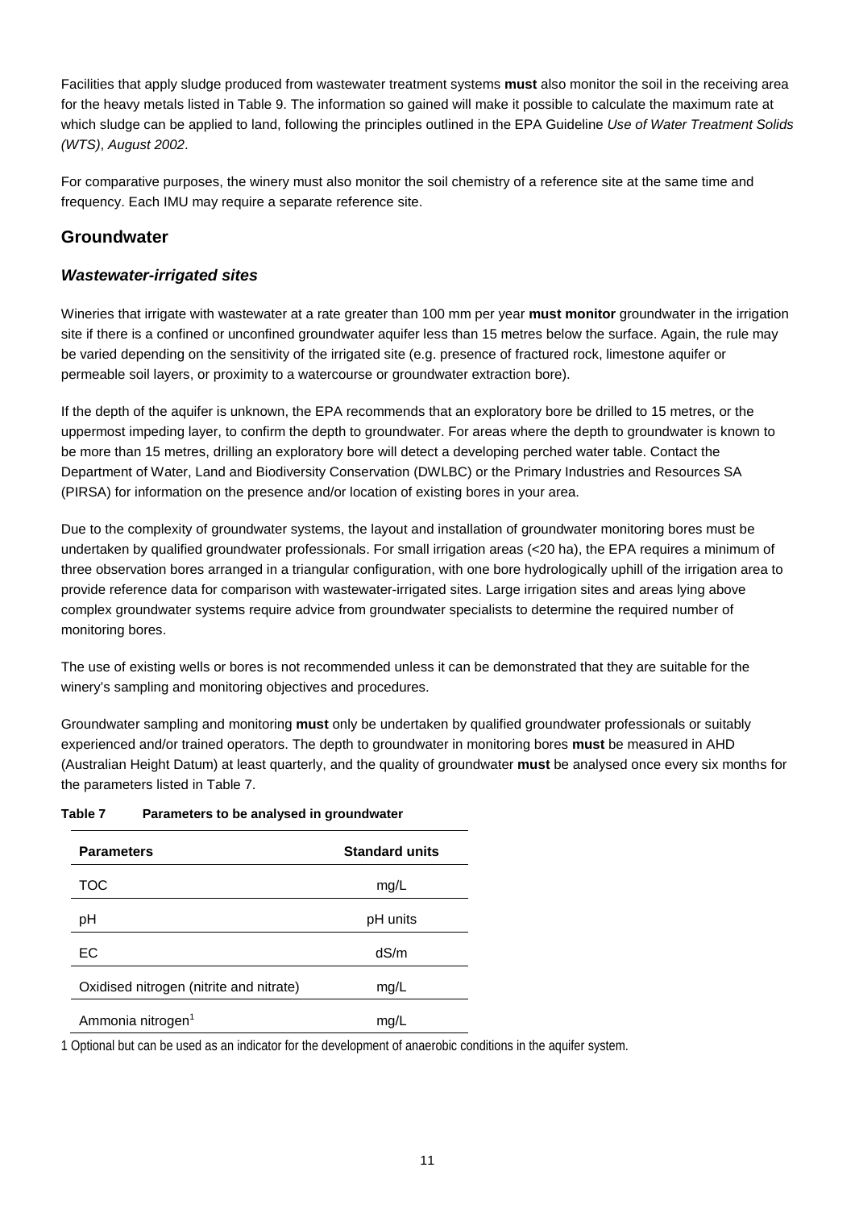Facilities that apply sludge produced from wastewater treatment systems **must** also monitor the soil in the receiving area for the heavy metals listed in Table 9. The information so gained will make it possible to calculate the maximum rate at which sludge can be applied to land, following the principles outlined in the EPA Guideline *Use of Water Treatment Solids (WTS), August 2002*.

For comparative purposes, the winery must also monitor the soil chemistry of a reference site at the same time and frequency. Each IMU may require a separate reference site.

## Groundwater

### *Wastewater-irrigated sites*

Wineries that irrigate with wastewater at a rate greater than 100 mm per year **must monitor** groundwater in the irrigation site if there is a confined or unconfined groundwater aquifer less than 15 metres below the surface. Again, the rule may be varied depending on the sensitivity of the irrigated site (e.g. presence of fractured rock, limestone aquifer or permeable soil layers, or proximity to a watercourse or groundwater extraction bore).

If the depth of the aquifer is unknown, the EPA recommends that an exploratory bore be drilled to 15 metres, or the uppermost impeding layer, to confirm the depth to groundwater. For areas where the depth to groundwater is known to be more than 15 metres, drilling an exploratory bore will detect a developing perched water table. Contact the Department of Water, Land and Biodiversity Conservation (DWLBC) or the Primary Industries and Resources SA (PIRSA) for information on the presence and/or location of existing bores in your area.

Due to the complexity of groundwater systems, the layout and installation of groundwater monitoring bores must be undertaken by qualified groundwater professionals. For small irrigation areas (<20 ha), the EPA requires a minimum of three observation bores arranged in a triangular configuration, with one bore hydrologically uphill of the irrigation area to provide reference data for comparison with wastewater-irrigated sites. Large irrigation sites and areas lying above complex groundwater systems require advice from groundwater specialists to determine the required number of monitoring bores.

The use of existing wells or bores is not recommended unless it can be demonstrated that they are suitable for the winery's sampling and monitoring objectives and procedures.

Groundwater sampling and monitoring **must** only be undertaken by qualified groundwater professionals or suitably experienced and/or trained operators. The depth to groundwater in monitoring bores **must** be measured in AHD (Australian Height Datum) at least quarterly, and the quality of groundwater **must** be analysed once every six months for the parameters listed in Table 7.

**Table 7 Parameters to be analysed in groundwater**

| Parameters | Standard units |
|---|---|
| TOC | mg/L |
| pH | pH units |
| EC | dS/m |
| Oxidised nitrogen (nitrite and nitrate) | mg/L |
| Ammonia nitrogen[1] | mg/L |

1 Optional but can be used as an indicator for the development of anaerobic conditions in the aquifer system.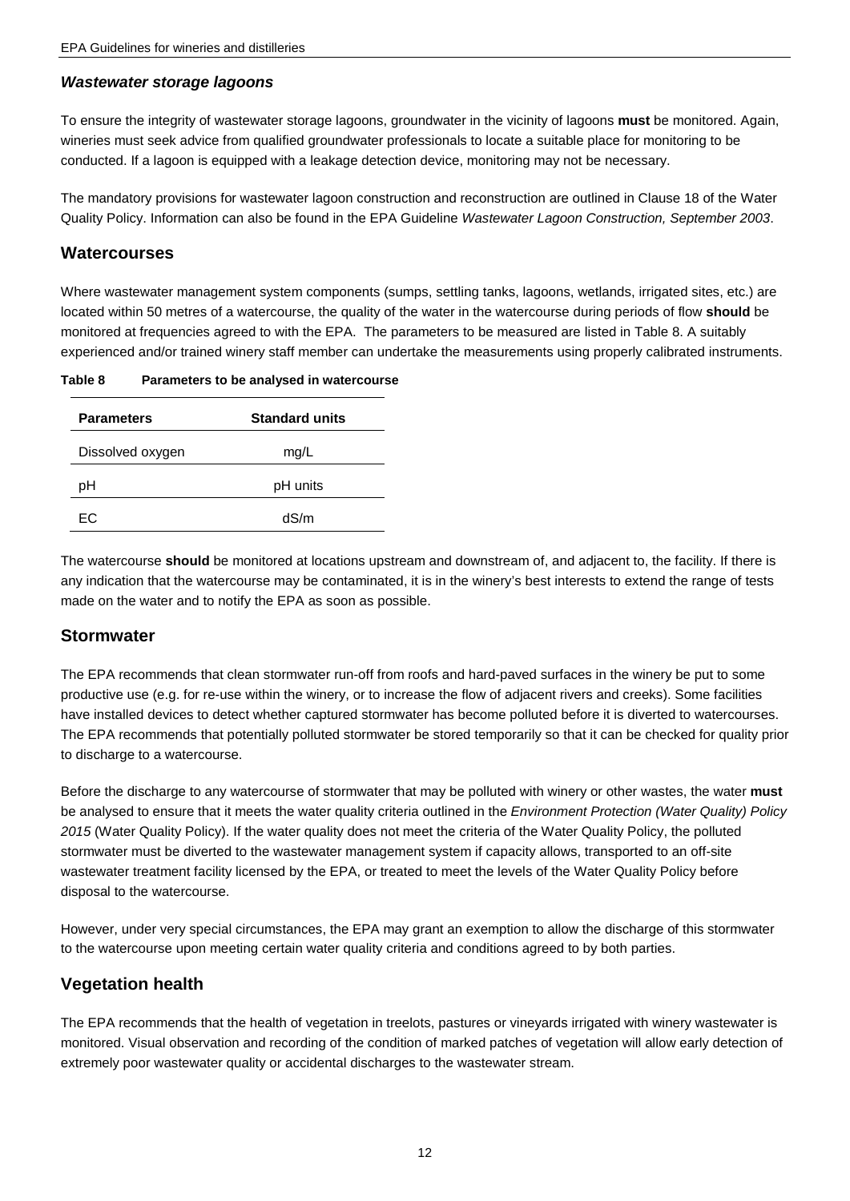### *Wastewater storage lagoons*

To ensure the integrity of wastewater storage lagoons, groundwater in the vicinity of lagoons **must** be monitored. Again, wineries must seek advice from qualified groundwater professionals to locate a suitable place for monitoring to be conducted. If a lagoon is equipped with a leakage detection device, monitoring may not be necessary.

The mandatory provisions for wastewater lagoon construction and reconstruction are outlined in Clause 18 of the Water Quality Policy. Information can also be found in the EPA Guideline *Wastewater Lagoon Construction, September 2003*.

## Watercourses

Where wastewater management system components (sumps, settling tanks, lagoons, wetlands, irrigated sites, etc.) are located within 50 metres of a watercourse, the quality of the water in the watercourse during periods of flow **should** be monitored at frequencies agreed to with the EPA. The parameters to be measured are listed in Table 8. A suitably experienced and/or trained winery staff member can undertake the measurements using properly calibrated instruments.

**Table 8 Parameters to be analysed in watercourse**

| Parameters | Standard units |
|---|---|
| Dissolved oxygen | mg/L |
| pH | pH units |
| EC | dS/m |

The watercourse **should** be monitored at locations upstream and downstream of, and adjacent to, the facility. If there is any indication that the watercourse may be contaminated, it is in the winery's best interests to extend the range of tests made on the water and to notify the EPA as soon as possible.

## Stormwater

The EPA recommends that clean stormwater run-off from roofs and hard-paved surfaces in the winery be put to some productive use (e.g. for re-use within the winery, or to increase the flow of adjacent rivers and creeks). Some facilities have installed devices to detect whether captured stormwater has become polluted before it is diverted to watercourses. The EPA recommends that potentially polluted stormwater be stored temporarily so that it can be checked for quality prior to discharge to a watercourse.

Before the discharge to any watercourse of stormwater that may be polluted with winery or other wastes, the water **must** be analysed to ensure that it meets the water quality criteria outlined in the *Environment Protection (Water Quality) Policy 2015* (Water Quality Policy). If the water quality does not meet the criteria of the Water Quality Policy, the polluted stormwater must be diverted to the wastewater management system if capacity allows, transported to an off-site wastewater treatment facility licensed by the EPA, or treated to meet the levels of the Water Quality Policy before disposal to the watercourse.

However, under very special circumstances, the EPA may grant an exemption to allow the discharge of this stormwater to the watercourse upon meeting certain water quality criteria and conditions agreed to by both parties.

## Vegetation health

The EPA recommends that the health of vegetation in treelots, pastures or vineyards irrigated with winery wastewater is monitored. Visual observation and recording of the condition of marked patches of vegetation will allow early detection of extremely poor wastewater quality or accidental discharges to the wastewater stream.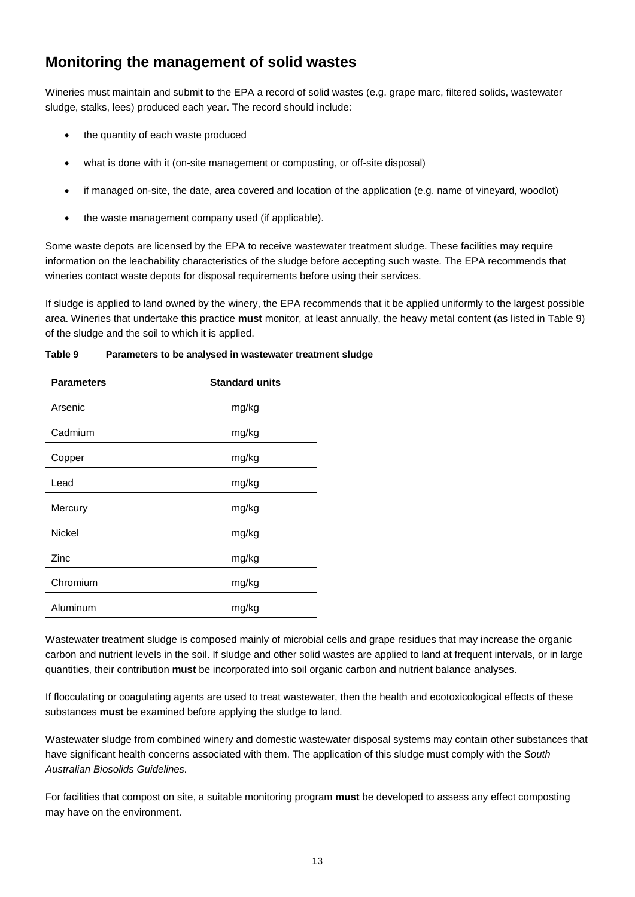## Monitoring the management of solid wastes

Wineries must maintain and submit to the EPA a record of solid wastes (e.g. grape marc, filtered solids, wastewater sludge, stalks, lees) produced each year. The record should include:

- the quantity of each waste produced
- what is done with it (on-site management or composting, or off-site disposal)
- if managed on-site, the date, area covered and location of the application (e.g. name of vineyard, woodlot)
- the waste management company used (if applicable).

Some waste depots are licensed by the EPA to receive wastewater treatment sludge. These facilities may require information on the leachability characteristics of the sludge before accepting such waste. The EPA recommends that wineries contact waste depots for disposal requirements before using their services.

If sludge is applied to land owned by the winery, the EPA recommends that it be applied uniformly to the largest possible area. Wineries that undertake this practice **must** monitor, at least annually, the heavy metal content (as listed in Table 9) of the sludge and the soil to which it is applied.

**Table 9 Parameters to be analysed in wastewater treatment sludge**

| Parameters | Standard units |
|---|---|
| Arsenic | mg/kg |
| Cadmium | mg/kg |
| Copper | mg/kg |
| Lead | mg/kg |
| Mercury | mg/kg |
| Nickel | mg/kg |
| Zinc | mg/kg |
| Chromium | mg/kg |
| Aluminum | mg/kg |

Wastewater treatment sludge is composed mainly of microbial cells and grape residues that may increase the organic carbon and nutrient levels in the soil. If sludge and other solid wastes are applied to land at frequent intervals, or in large quantities, their contribution **must** be incorporated into soil organic carbon and nutrient balance analyses.

If flocculating or coagulating agents are used to treat wastewater, then the health and ecotoxicological effects of these substances **must** be examined before applying the sludge to land.

Wastewater sludge from combined winery and domestic wastewater disposal systems may contain other substances that have significant health concerns associated with them. The application of this sludge must comply with the *South Australian Biosolids Guidelines.*

For facilities that compost on site, a suitable monitoring program **must** be developed to assess any effect composting may have on the environment.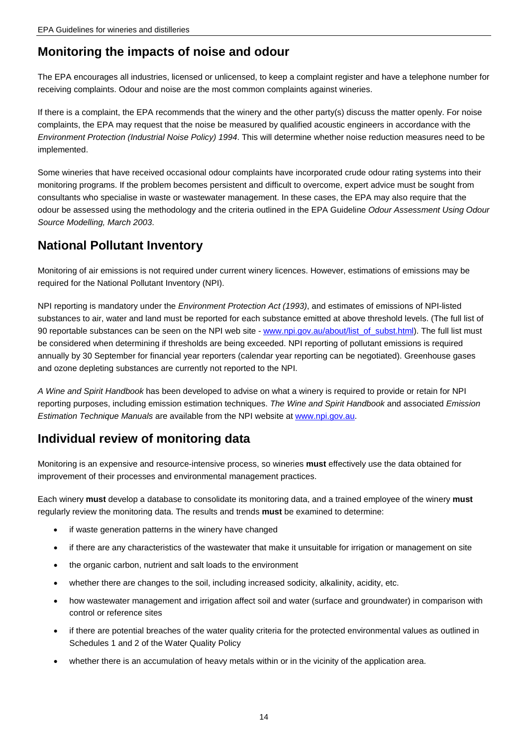## Monitoring the impacts of noise and odour

The EPA encourages all industries, licensed or unlicensed, to keep a complaint register and have a telephone number for receiving complaints. Odour and noise are the most common complaints against wineries.

If there is a complaint, the EPA recommends that the winery and the other party(s) discuss the matter openly. For noise complaints, the EPA may request that the noise be measured by qualified acoustic engineers in accordance with the *Environment Protection (Industrial Noise Policy) 1994*. This will determine whether noise reduction measures need to be implemented.

Some wineries that have received occasional odour complaints have incorporated crude odour rating systems into their monitoring programs. If the problem becomes persistent and difficult to overcome, expert advice must be sought from consultants who specialise in waste or wastewater management. In these cases, the EPA may also require that the odour be assessed using the methodology and the criteria outlined in the EPA Guideline *Odour Assessment Using Odour Source Modelling, March 2003*.

## National Pollutant Inventory

Monitoring of air emissions is not required under current winery licences. However, estimations of emissions may be required for the National Pollutant Inventory (NPI).

NPI reporting is mandatory under the *Environment Protection Act (1993)*, and estimates of emissions of NPI-listed substances to air, water and land must be reported for each substance emitted at above threshold levels. (The full list of 90 reportable substances can be seen on the NPI web site - www.npi.gov.au/about/list_of_subst.html). The full list must be considered when determining if thresholds are being exceeded. NPI reporting of pollutant emissions is required annually by 30 September for financial year reporters (calendar year reporting can be negotiated). Greenhouse gases and ozone depleting substances are currently not reported to the NPI.

*A Wine and Spirit Handbook* has been developed to advise on what a winery is required to provide or retain for NPI reporting purposes, including emission estimation techniques. *The Wine and Spirit Handbook* and associated *Emission Estimation Technique Manuals* are available from the NPI website at www.npi.gov.au.

## Individual review of monitoring data

Monitoring is an expensive and resource-intensive process, so wineries **must** effectively use the data obtained for improvement of their processes and environmental management practices.

Each winery **must** develop a database to consolidate its monitoring data, and a trained employee of the winery **must** regularly review the monitoring data. The results and trends **must** be examined to determine:

- if waste generation patterns in the winery have changed
- if there are any characteristics of the wastewater that make it unsuitable for irrigation or management on site
- the organic carbon, nutrient and salt loads to the environment
- whether there are changes to the soil, including increased sodicity, alkalinity, acidity, etc.
- how wastewater management and irrigation affect soil and water (surface and groundwater) in comparison with control or reference sites
- if there are potential breaches of the water quality criteria for the protected environmental values as outlined in Schedules 1 and 2 of the Water Quality Policy
- whether there is an accumulation of heavy metals within or in the vicinity of the application area.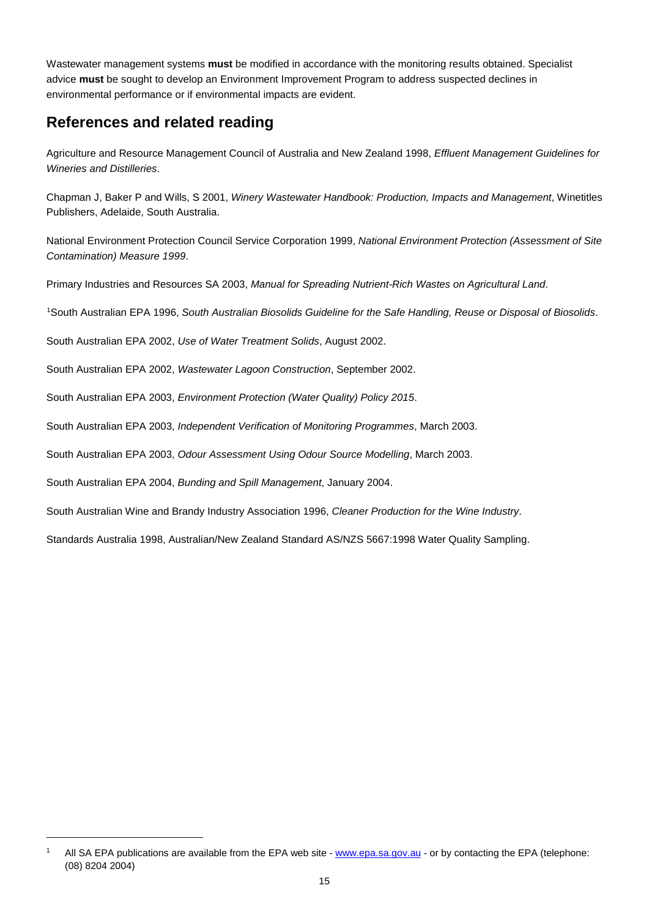Wastewater management systems **must** be modified in accordance with the monitoring results obtained. Specialist advice **must** be sought to develop an Environment Improvement Program to address suspected declines in environmental performance or if environmental impacts are evident.

## References and related reading

Agriculture and Resource Management Council of Australia and New Zealand 1998, *Effluent Management Guidelines for Wineries and Distilleries*.

Chapman J, Baker P and Wills, S 2001, *Winery Wastewater Handbook: Production, Impacts and Management*, Winetitles Publishers, Adelaide, South Australia.

National Environment Protection Council Service Corporation 1999, *National Environment Protection (Assessment of Site Contamination) Measure 1999*.

Primary Industries and Resources SA 2003, *Manual for Spreading Nutrient-Rich Wastes on Agricultural Land*.

[1]South Australian EPA 1996, *South Australian Biosolids Guideline for the Safe Handling, Reuse or Disposal of Biosolids*.

South Australian EPA 2002, *Use of Water Treatment Solids*, August 2002.

South Australian EPA 2002, *Wastewater Lagoon Construction*, September 2002.

South Australian EPA 2003, *Environment Protection (Water Quality) Policy 2015*.

South Australian EPA 2003, *Independent Verification of Monitoring Programmes*, March 2003.

South Australian EPA 2003, *Odour Assessment Using Odour Source Modelling*, March 2003.

South Australian EPA 2004, *Bunding and Spill Management*, January 2004.

South Australian Wine and Brandy Industry Association 1996, *Cleaner Production for the Wine Industry*.

Standards Australia 1998, Australian/New Zealand Standard AS/NZS 5667:1998 Water Quality Sampling.

---

[1] All SA EPA publications are available from the EPA web site - www.epa.sa.gov.au - or by contacting the EPA (telephone: (08) 8204 2004)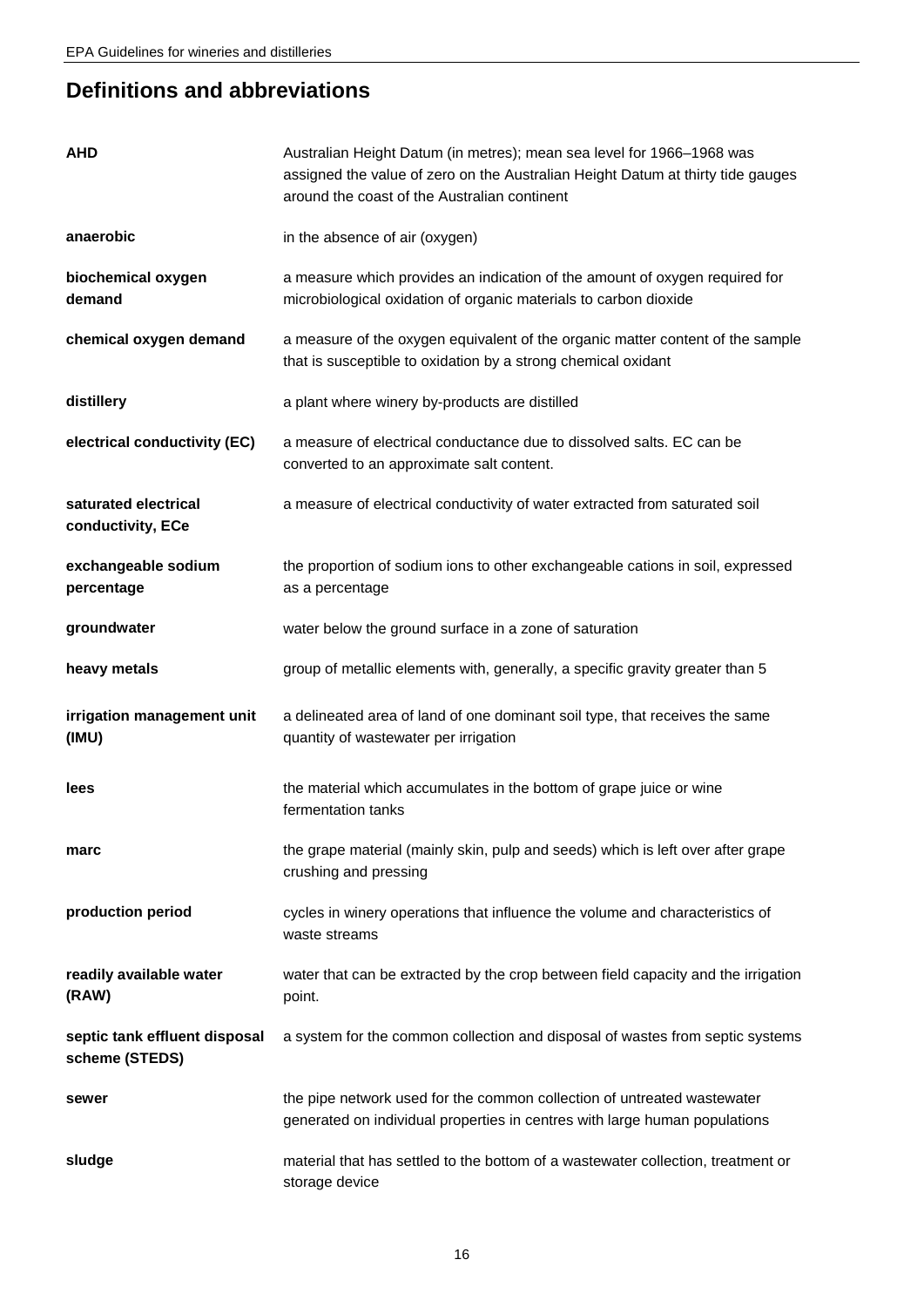## Definitions and abbreviations

**AHD** — Australian Height Datum (in metres); mean sea level for 1966–1968 was assigned the value of zero on the Australian Height Datum at thirty tide gauges around the coast of the Australian continent

**anaerobic** — in the absence of air (oxygen)

**biochemical oxygen demand** — a measure which provides an indication of the amount of oxygen required for microbiological oxidation of organic materials to carbon dioxide

**chemical oxygen demand** — a measure of the oxygen equivalent of the organic matter content of the sample that is susceptible to oxidation by a strong chemical oxidant

**distillery** — a plant where winery by-products are distilled

**electrical conductivity (EC)** — a measure of electrical conductance due to dissolved salts. EC can be converted to an approximate salt content.

**saturated electrical conductivity, ECe** — a measure of electrical conductivity of water extracted from saturated soil

**exchangeable sodium percentage** — the proportion of sodium ions to other exchangeable cations in soil, expressed as a percentage

**groundwater** — water below the ground surface in a zone of saturation

**heavy metals** — group of metallic elements with, generally, a specific gravity greater than 5

**irrigation management unit (IMU)** — a delineated area of land of one dominant soil type, that receives the same quantity of wastewater per irrigation

**lees** — the material which accumulates in the bottom of grape juice or wine fermentation tanks

**marc** — the grape material (mainly skin, pulp and seeds) which is left over after grape crushing and pressing

**production period** — cycles in winery operations that influence the volume and characteristics of waste streams

**readily available water (RAW)** — water that can be extracted by the crop between field capacity and the irrigation point.

**septic tank effluent disposal scheme (STEDS)** — a system for the common collection and disposal of wastes from septic systems

**sewer** — the pipe network used for the common collection of untreated wastewater generated on individual properties in centres with large human populations

**sludge** — material that has settled to the bottom of a wastewater collection, treatment or storage device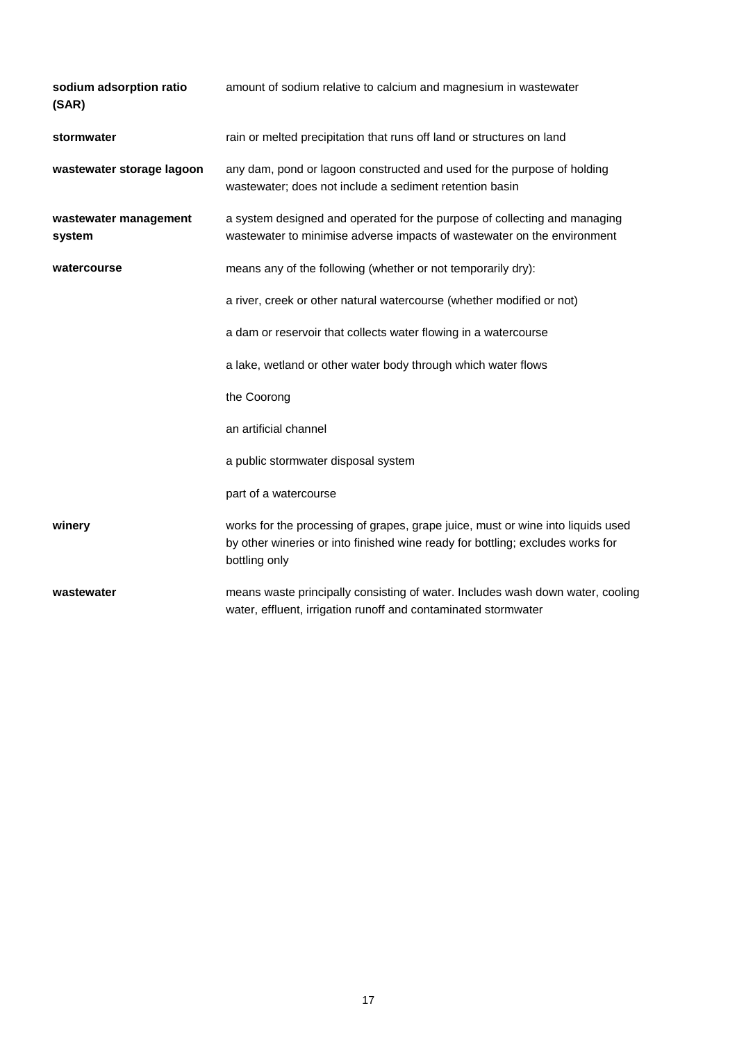| | |
|---|---|
| **sodium adsorption ratio (SAR)** | amount of sodium relative to calcium and magnesium in wastewater |
| **stormwater** | rain or melted precipitation that runs off land or structures on land |
| **wastewater storage lagoon** | any dam, pond or lagoon constructed and used for the purpose of holding wastewater; does not include a sediment retention basin |
| **wastewater management system** | a system designed and operated for the purpose of collecting and managing wastewater to minimise adverse impacts of wastewater on the environment |
| **watercourse** | means any of the following (whether or not temporarily dry): |
| | a river, creek or other natural watercourse (whether modified or not) |
| | a dam or reservoir that collects water flowing in a watercourse |
| | a lake, wetland or other water body through which water flows |
| | the Coorong |
| | an artificial channel |
| | a public stormwater disposal system |
| | part of a watercourse |
| **winery** | works for the processing of grapes, grape juice, must or wine into liquids used by other wineries or into finished wine ready for bottling; excludes works for bottling only |
| **wastewater** | means waste principally consisting of water. Includes wash down water, cooling water, effluent, irrigation runoff and contaminated stormwater |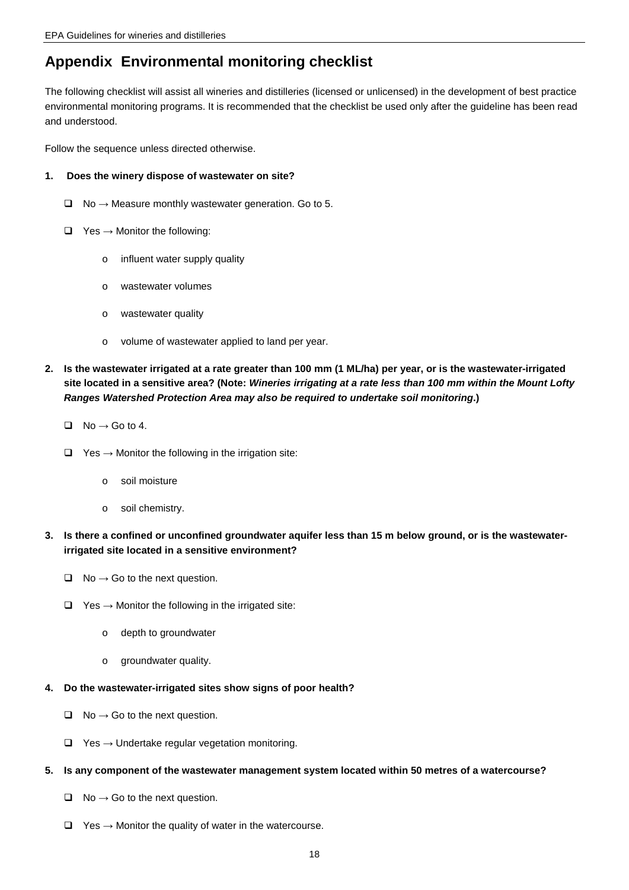# Appendix Environmental monitoring checklist

The following checklist will assist all wineries and distilleries (licensed or unlicensed) in the development of best practice environmental monitoring programs. It is recommended that the checklist be used only after the guideline has been read and understood.

Follow the sequence unless directed otherwise.

**1. Does the winery dispose of wastewater on site?**

- ❑ No → Measure monthly wastewater generation. Go to 5.
- ❑ Yes → Monitor the following:
    - influent water supply quality
    - wastewater volumes
    - wastewater quality
    - volume of wastewater applied to land per year.

**2. Is the wastewater irrigated at a rate greater than 100 mm (1 ML/ha) per year, or is the wastewater-irrigated site located in a sensitive area? (Note: *Wineries irrigating at a rate less than 100 mm within the Mount Lofty Ranges Watershed Protection Area may also be required to undertake soil monitoring*.)**

- ❑ No → Go to 4.
- ❑ Yes → Monitor the following in the irrigation site:
    - soil moisture
    - soil chemistry.

**3. Is there a confined or unconfined groundwater aquifer less than 15 m below ground, or is the wastewater-irrigated site located in a sensitive environment?**

- ❑ No → Go to the next question.
- ❑ Yes → Monitor the following in the irrigated site:
    - depth to groundwater
    - groundwater quality.

**4. Do the wastewater-irrigated sites show signs of poor health?**

- ❑ No → Go to the next question.
- ❑ Yes → Undertake regular vegetation monitoring.

**5. Is any component of the wastewater management system located within 50 metres of a watercourse?**

- ❑ No → Go to the next question.
- ❑ Yes → Monitor the quality of water in the watercourse.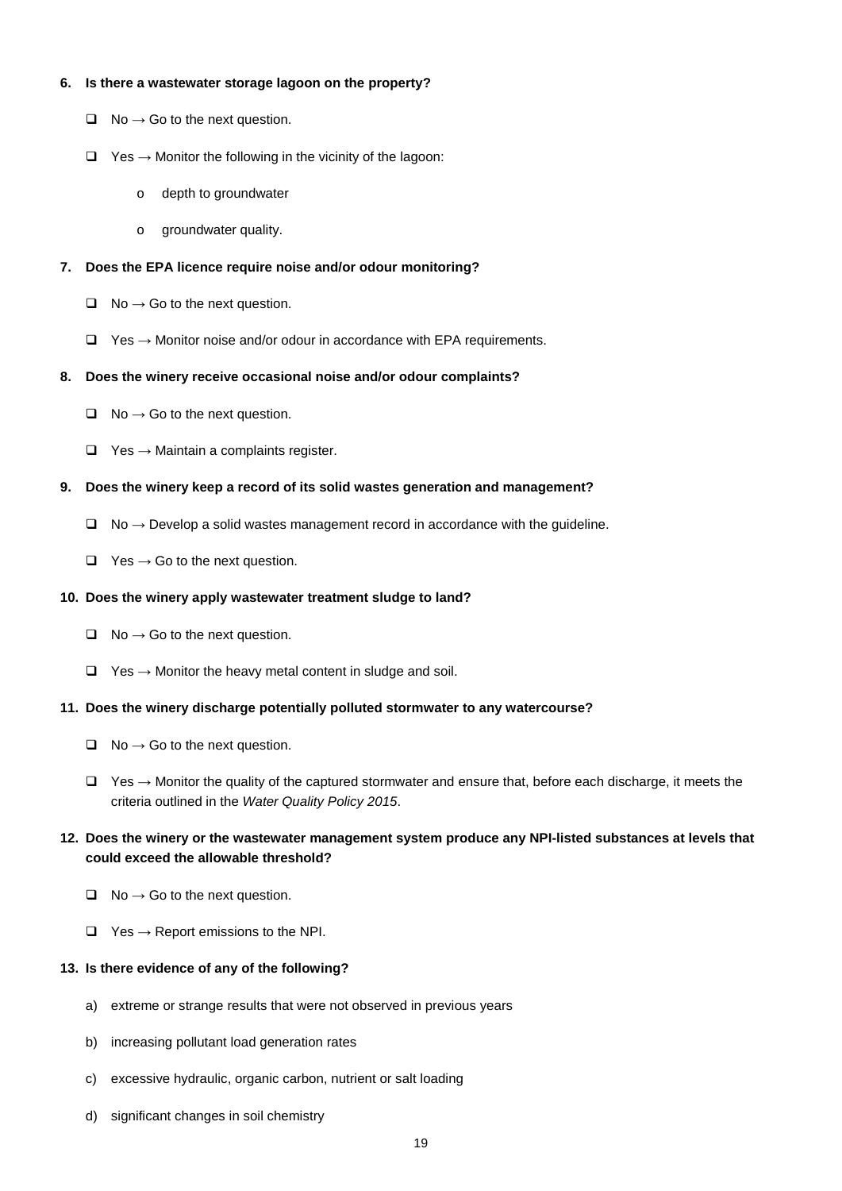**6. Is there a wastewater storage lagoon on the property?**

- ❑ No → Go to the next question.
- ❑ Yes → Monitor the following in the vicinity of the lagoon:
    - o depth to groundwater
    - o groundwater quality.

**7. Does the EPA licence require noise and/or odour monitoring?**

- ❑ No → Go to the next question.
- ❑ Yes → Monitor noise and/or odour in accordance with EPA requirements.

**8. Does the winery receive occasional noise and/or odour complaints?**

- ❑ No → Go to the next question.
- ❑ Yes → Maintain a complaints register.

**9. Does the winery keep a record of its solid wastes generation and management?**

- ❑ No → Develop a solid wastes management record in accordance with the guideline.
- ❑ Yes → Go to the next question.

**10. Does the winery apply wastewater treatment sludge to land?**

- ❑ No → Go to the next question.
- ❑ Yes → Monitor the heavy metal content in sludge and soil.

**11. Does the winery discharge potentially polluted stormwater to any watercourse?**

- ❑ No → Go to the next question.
- ❑ Yes → Monitor the quality of the captured stormwater and ensure that, before each discharge, it meets the criteria outlined in the *Water Quality Policy 2015*.

**12. Does the winery or the wastewater management system produce any NPI-listed substances at levels that could exceed the allowable threshold?**

- ❑ No → Go to the next question.
- ❑ Yes → Report emissions to the NPI.

**13. Is there evidence of any of the following?**

a) extreme or strange results that were not observed in previous years

b) increasing pollutant load generation rates

c) excessive hydraulic, organic carbon, nutrient or salt loading

d) significant changes in soil chemistry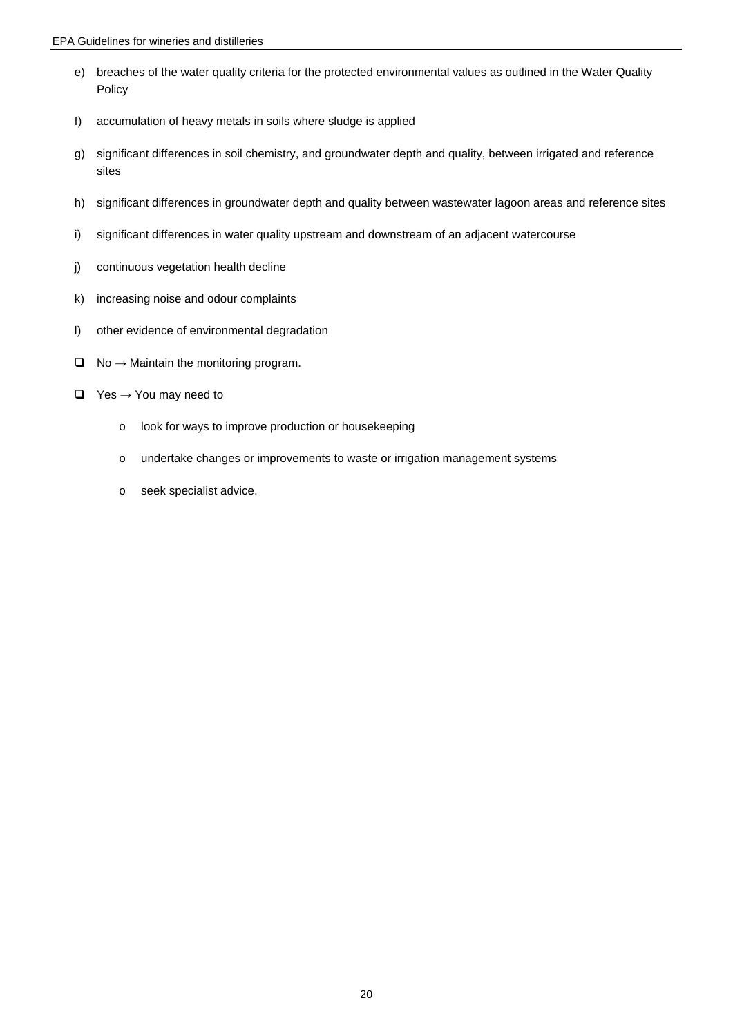e) breaches of the water quality criteria for the protected environmental values as outlined in the Water Quality Policy

f) accumulation of heavy metals in soils where sludge is applied

g) significant differences in soil chemistry, and groundwater depth and quality, between irrigated and reference sites

h) significant differences in groundwater depth and quality between wastewater lagoon areas and reference sites

i) significant differences in water quality upstream and downstream of an adjacent watercourse

j) continuous vegetation health decline

k) increasing noise and odour complaints

l) other evidence of environmental degradation

- ❑ No → Maintain the monitoring program.
- ❑ Yes → You may need to
  - o look for ways to improve production or housekeeping
  - o undertake changes or improvements to waste or irrigation management systems
  - o seek specialist advice.